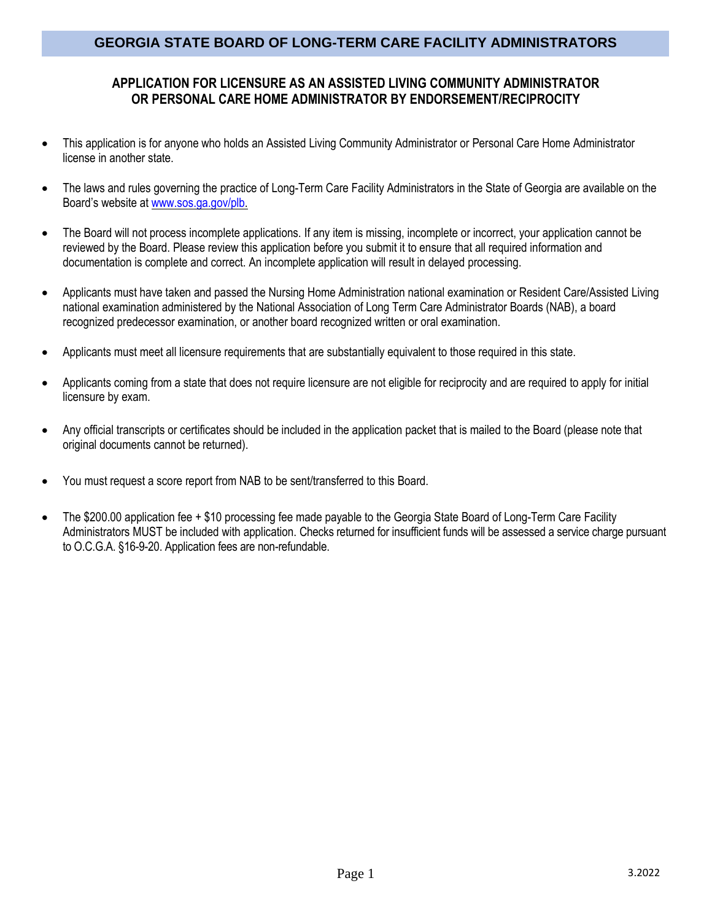# GEORGIA STATE BOARD OF LONG-TERM CARE FACILITY ADMINISTRATORS

## APPLICATION FOR LICENSURE AS AN ASSISTED LIVING COMMUNITY ADMINISTRATOR OR PERSONAL CARE HOME ADMINISTRATOR BY ENDORSEMENT/RECIPROCITY

- This application is for anyone who holds an Assisted Living Community Administrator or Personal Care Home Administrator license in another state.
- The laws and rules governing the practice of Long-Term Care Facility Administrators in the State of Georgia are available on the Board's website at www.sos.ga.gov/plb.
- The Board will not process incomplete applications. If any item is missing, incomplete or incorrect, your application cannot be reviewed by the Board. Please review this application before you submit it to ensure that all required information and documentation is complete and correct. An incomplete application will result in delayed processing.
- Applicants must have taken and passed the Nursing Home Administration national examination or Resident Care/Assisted Living national examination administered by the National Association of Long Term Care Administrator Boards (NAB), a board recognized predecessor examination, or another board recognized written or oral examination.
- Applicants must meet all licensure requirements that are substantially equivalent to those required in this state.
- Applicants coming from a state that does not require licensure are not eligible for reciprocity and are required to apply for initial licensure by exam.
- Any official transcripts or certificates should be included in the application packet that is mailed to the Board (please note that original documents cannot be returned).
- You must request a score report from NAB to be sent/transferred to this Board.
- The $200.00 application fee + $10 processing fee made payable to the Georgia State Board of Long-Term Care Facility Administrators MUST be included with application. Checks returned for insufficient funds will be assessed a service charge pursuant to O.C.G.A. §16-9-20. Application fees are non-refundable.

3.2022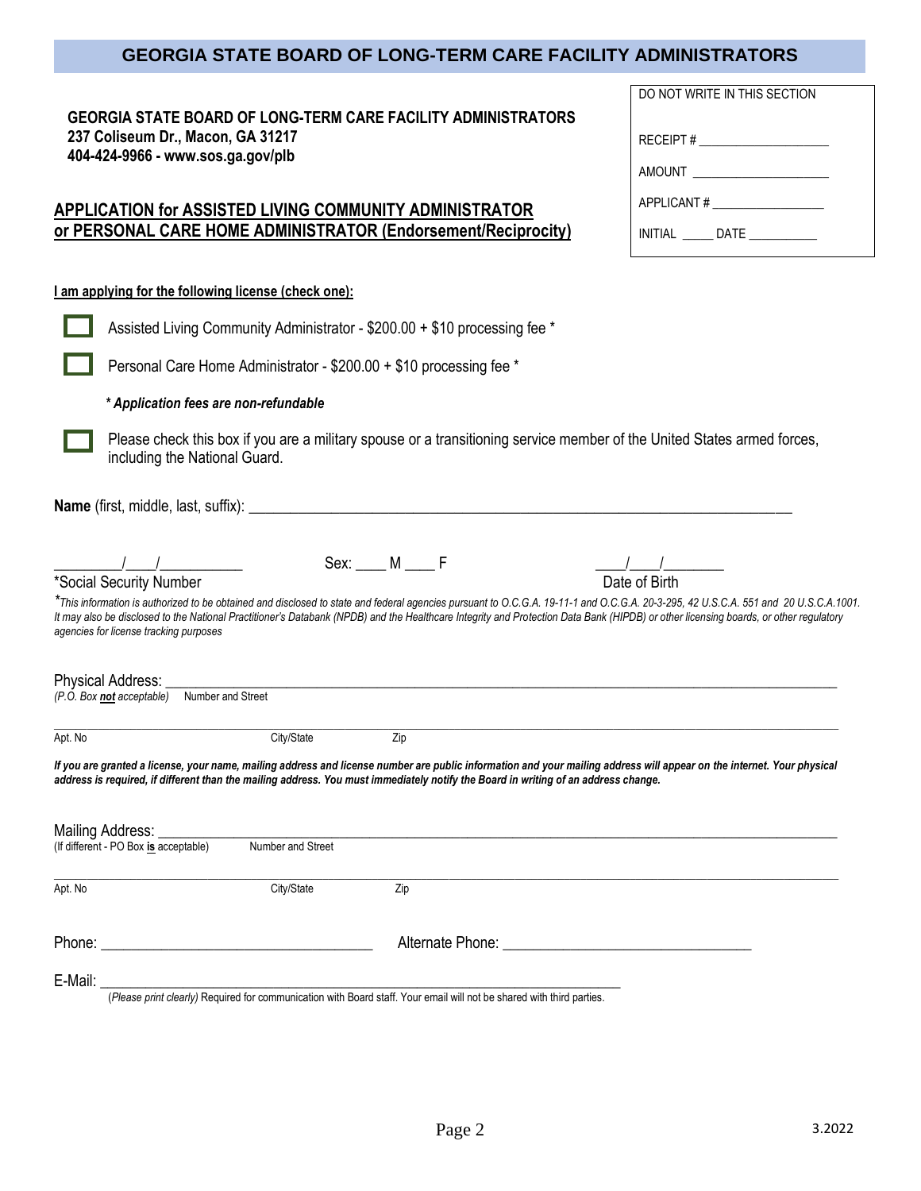# GEORGIA STATE BOARD OF LONG-TERM CARE FACILITY ADMINISTRATORS

**GEORGIA STATE BOARD OF LONG-TERM CARE FACILITY ADMINISTRATORS**
**237 Coliseum Dr., Macon, GA 31217**
**404-424-9966 - www.sos.ga.gov/plb**

DO NOT WRITE IN THIS SECTION

RECEIPT # ____________________

AMOUNT ____________________

APPLICANT # ________________

INITIAL _____ DATE __________

## APPLICATION for ASSISTED LIVING COMMUNITY ADMINISTRATOR or PERSONAL CARE HOME ADMINISTRATOR (Endorsement/Reciprocity)

**I am applying for the following license (check one):**

- [ ] Assisted Living Community Administrator - $200.00 + $10 processing fee *
- [ ] Personal Care Home Administrator - $200.00 + $10 processing fee *

***Application fees are non-refundable***

- [ ] Please check this box if you are a military spouse or a transitioning service member of the United States armed forces, including the National Guard.

**Name** (first, middle, last, suffix): ____________________________________________________________________

_________/____/___________ &nbsp;&nbsp;&nbsp; Sex: ____ M ____ F &nbsp;&nbsp;&nbsp; ____/____/________

*Social Security Number &nbsp;&nbsp;&nbsp; Date of Birth

**This information is authorized to be obtained and disclosed to state and federal agencies pursuant to O.C.G.A. 19-11-1 and O.C.G.A. 20-3-295, 42 U.S.C.A. 551 and 20 U.S.C.A.1001. It may also be disclosed to the National Practitioner's Databank (NPDB) and the Healthcare Integrity and Protection Data Bank (HIPDB) or other licensing boards, or other regulatory agencies for license tracking purposes*

Physical Address: ______________________________________________________________________________
*(P.O. Box **not** acceptable)* Number and Street

______________________________________________________________________________
Apt. No &nbsp;&nbsp;&nbsp; City/State &nbsp;&nbsp;&nbsp; Zip

***If you are granted a license, your name, mailing address and license number are public information and your mailing address will appear on the internet. Your physical address is required, if different than the mailing address. You must immediately notify the Board in writing of an address change.***

Mailing Address: ______________________________________________________________________________
(If different - PO Box **is** acceptable) Number and Street

______________________________________________________________________________
Apt. No &nbsp;&nbsp;&nbsp; City/State &nbsp;&nbsp;&nbsp; Zip

Phone: ___________________________________ &nbsp;&nbsp;&nbsp; Alternate Phone: _______________________________

E-Mail: ____________________________________________________________________
(*Please print clearly)* Required for communication with Board staff. Your email will not be shared with third parties.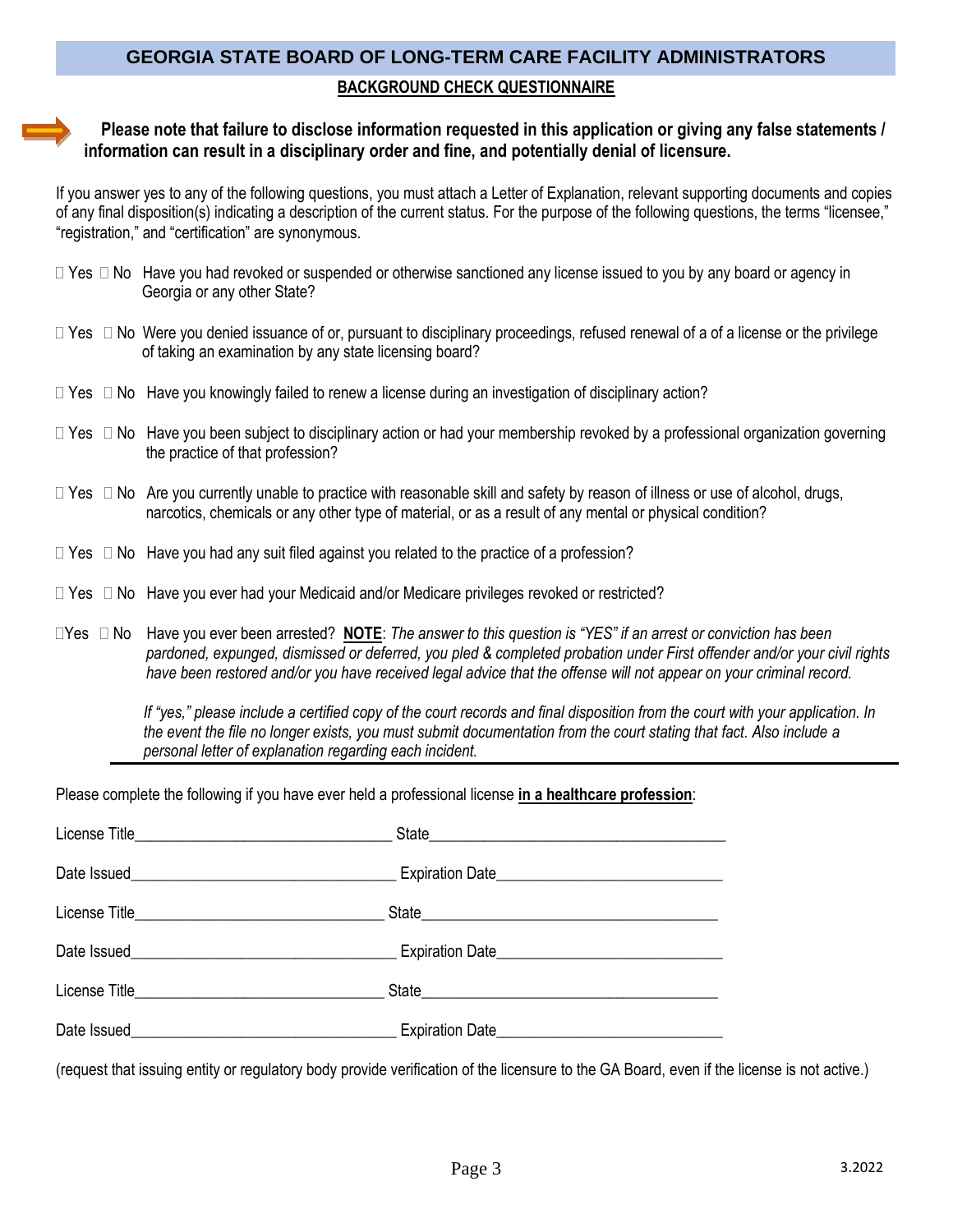## GEORGIA STATE BOARD OF LONG-TERM CARE FACILITY ADMINISTRATORS

**BACKGROUND CHECK QUESTIONNAIRE**

**Please note that failure to disclose information requested in this application or giving any false statements / information can result in a disciplinary order and fine, and potentially denial of licensure.**

If you answer yes to any of the following questions, you must attach a Letter of Explanation, relevant supporting documents and copies of any final disposition(s) indicating a description of the current status. For the purpose of the following questions, the terms "licensee," "registration," and "certification" are synonymous.

☐ Yes ☐ No Have you had revoked or suspended or otherwise sanctioned any license issued to you by any board or agency in Georgia or any other State?

☐ Yes ☐ No Were you denied issuance of or, pursuant to disciplinary proceedings, refused renewal of a of a license or the privilege of taking an examination by any state licensing board?

☐ Yes ☐ No Have you knowingly failed to renew a license during an investigation of disciplinary action?

☐ Yes ☐ No Have you been subject to disciplinary action or had your membership revoked by a professional organization governing the practice of that profession?

☐ Yes ☐ No Are you currently unable to practice with reasonable skill and safety by reason of illness or use of alcohol, drugs, narcotics, chemicals or any other type of material, or as a result of any mental or physical condition?

☐ Yes ☐ No Have you had any suit filed against you related to the practice of a profession?

☐ Yes ☐ No Have you ever had your Medicaid and/or Medicare privileges revoked or restricted?

☐ Yes ☐ No Have you ever been arrested? **NOTE**: *The answer to this question is "YES" if an arrest or conviction has been pardoned, expunged, dismissed or deferred, you pled & completed probation under First offender and/or your civil rights have been restored and/or you have received legal advice that the offense will not appear on your criminal record.*

*If "yes," please include a certified copy of the court records and final disposition from the court with your application. In the event the file no longer exists, you must submit documentation from the court stating that fact. Also include a personal letter of explanation regarding each incident.*

---

Please complete the following if you have ever held a professional license **in a healthcare profession**:

License Title________________________________ State______________________________________

Date Issued_________________________________ Expiration Date____________________________

License Title________________________________ State______________________________________

Date Issued_________________________________ Expiration Date____________________________

License Title________________________________ State______________________________________

Date Issued_________________________________ Expiration Date____________________________

(request that issuing entity or regulatory body provide verification of the licensure to the GA Board, even if the license is not active.)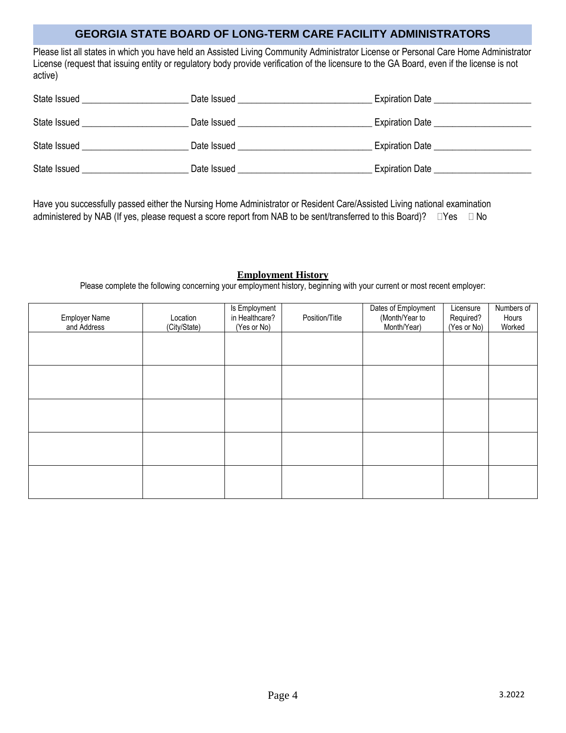## GEORGIA STATE BOARD OF LONG-TERM CARE FACILITY ADMINISTRATORS

Please list all states in which you have held an Assisted Living Community Administrator License or Personal Care Home Administrator License (request that issuing entity or regulatory body provide verification of the licensure to the GA Board, even if the license is not active)

State Issued ______________________ Date Issued ____________________________ Expiration Date ____________________

State Issued ______________________ Date Issued ____________________________ Expiration Date ____________________

State Issued ______________________ Date Issued ____________________________ Expiration Date ____________________

State Issued ______________________ Date Issued ____________________________ Expiration Date ____________________

Have you successfully passed either the Nursing Home Administrator or Resident Care/Assisted Living national examination administered by NAB (If yes, please request a score report from NAB to be sent/transferred to this Board)? ☐Yes ☐ No

### Employment History

Please complete the following concerning your employment history, beginning with your current or most recent employer:

| Employer Name and Address | Location (City/State) | Is Employment in Healthcare? (Yes or No) | Position/Title | Dates of Employment (Month/Year to Month/Year) | Licensure Required? (Yes or No) | Numbers of Hours Worked |
|---|---|---|---|---|---|---|
| | | | | | | |
| | | | | | | |
| | | | | | | |
| | | | | | | |
| | | | | | | |

3.2022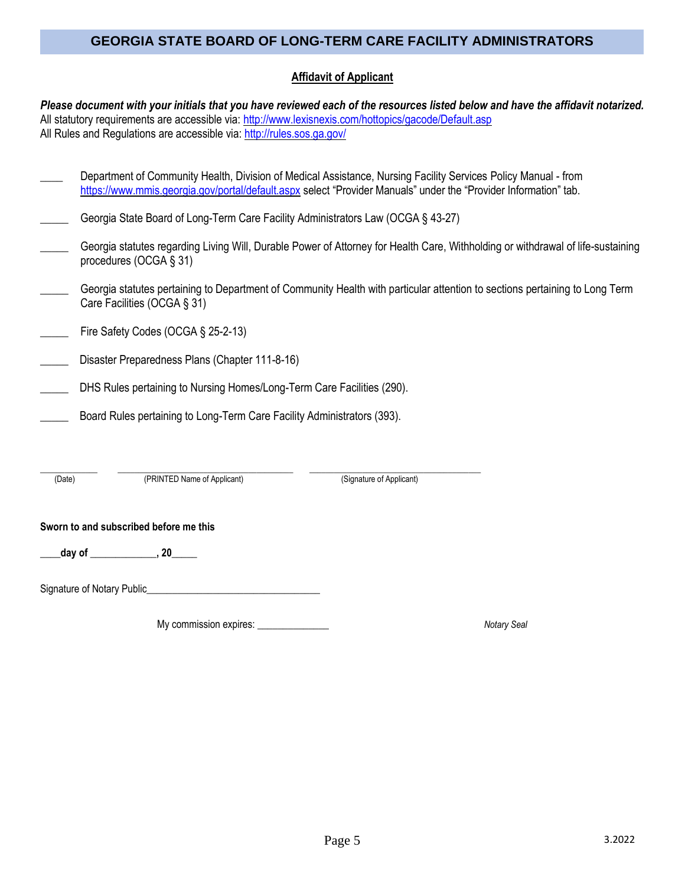## GEORGIA STATE BOARD OF LONG-TERM CARE FACILITY ADMINISTRATORS

**Affidavit of Applicant**

***Please document with your initials that you have reviewed each of the resources listed below and have the affidavit notarized.***
All statutory requirements are accessible via: http://www.lexisnexis.com/hottopics/gacode/Default.asp
All Rules and Regulations are accessible via: http://rules.sos.ga.gov/

____ Department of Community Health, Division of Medical Assistance, Nursing Facility Services Policy Manual - from https://www.mmis.georgia.gov/portal/default.aspx select "Provider Manuals" under the "Provider Information" tab.

_____ Georgia State Board of Long-Term Care Facility Administrators Law (OCGA § 43-27)

_____ Georgia statutes regarding Living Will, Durable Power of Attorney for Health Care, Withholding or withdrawal of life-sustaining procedures (OCGA § 31)

_____ Georgia statutes pertaining to Department of Community Health with particular attention to sections pertaining to Long Term Care Facilities (OCGA § 31)

_____ Fire Safety Codes (OCGA § 25-2-13)

_____ Disaster Preparedness Plans (Chapter 111-8-16)

_____ DHS Rules pertaining to Nursing Homes/Long-Term Care Facilities (290).

_____ Board Rules pertaining to Long-Term Care Facility Administrators (393).

____________ ________________________________ ________________________________
(Date) (PRINTED Name of Applicant) (Signature of Applicant)

**Sworn to and subscribed before me this**

**____day of _____________, 20_____**

Signature of Notary Public_________________________________

My commission expires: ______________

*Notary Seal*

3.2022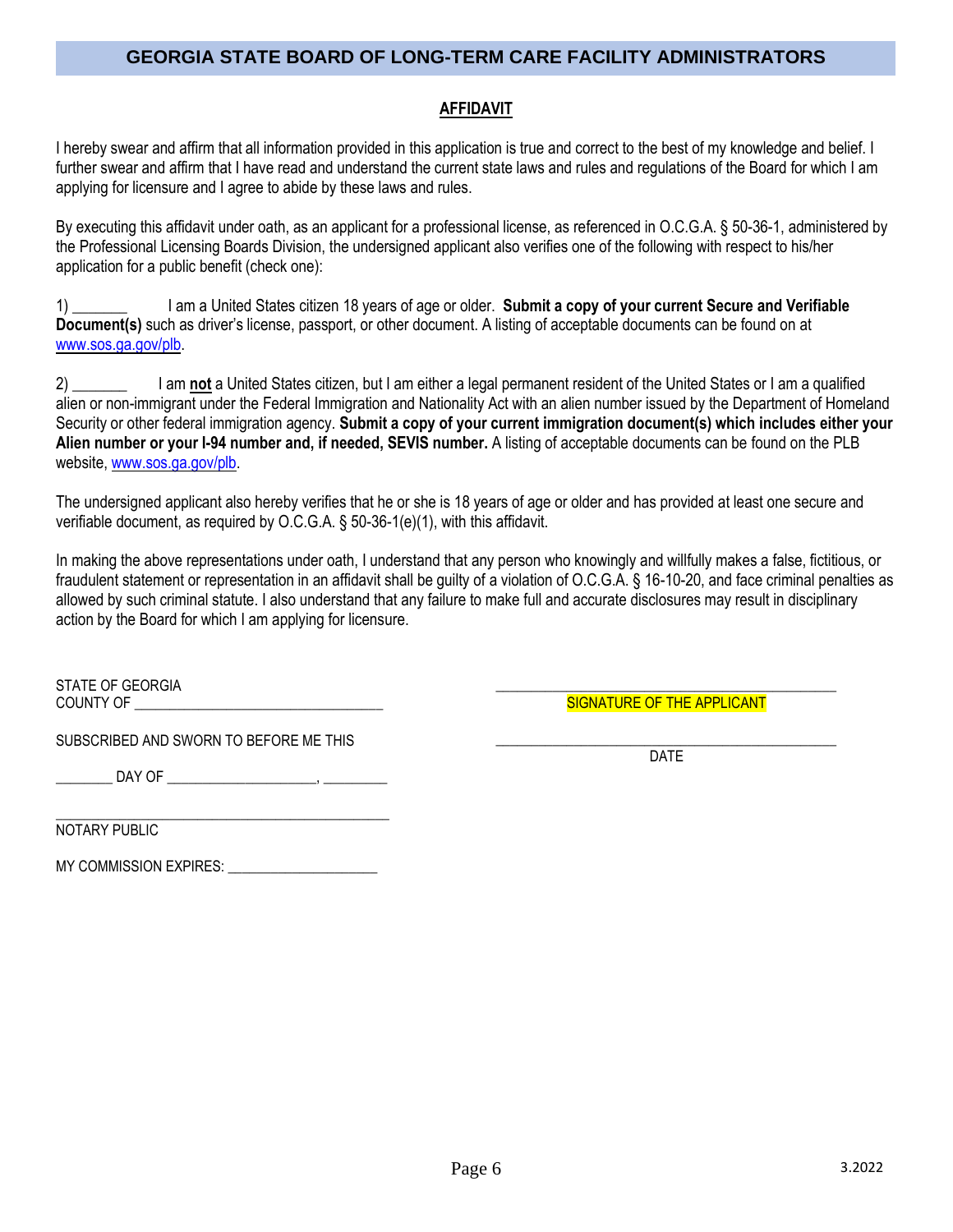# GEORGIA STATE BOARD OF LONG-TERM CARE FACILITY ADMINISTRATORS

## AFFIDAVIT

I hereby swear and affirm that all information provided in this application is true and correct to the best of my knowledge and belief. I further swear and affirm that I have read and understand the current state laws and rules and regulations of the Board for which I am applying for licensure and I agree to abide by these laws and rules.

By executing this affidavit under oath, as an applicant for a professional license, as referenced in O.C.G.A. § 50-36-1, administered by the Professional Licensing Boards Division, the undersigned applicant also verifies one of the following with respect to his/her application for a public benefit (check one):

1) _______ I am a United States citizen 18 years of age or older. **Submit a copy of your current Secure and Verifiable Document(s)** such as driver's license, passport, or other document. A listing of acceptable documents can be found on at www.sos.ga.gov/plb.

2) _______ I am **not** a United States citizen, but I am either a legal permanent resident of the United States or I am a qualified alien or non-immigrant under the Federal Immigration and Nationality Act with an alien number issued by the Department of Homeland Security or other federal immigration agency. **Submit a copy of your current immigration document(s) which includes either your Alien number or your I-94 number and, if needed, SEVIS number.** A listing of acceptable documents can be found on the PLB website, www.sos.ga.gov/plb.

The undersigned applicant also hereby verifies that he or she is 18 years of age or older and has provided at least one secure and verifiable document, as required by O.C.G.A. § 50-36-1(e)(1), with this affidavit.

In making the above representations under oath, I understand that any person who knowingly and willfully makes a false, fictitious, or fraudulent statement or representation in an affidavit shall be guilty of a violation of O.C.G.A. § 16-10-20, and face criminal penalties as allowed by such criminal statute. I also understand that any failure to make full and accurate disclosures may result in disciplinary action by the Board for which I am applying for licensure.

STATE OF GEORGIA
COUNTY OF ________________________________

_____________________________________________
SIGNATURE OF THE APPLICANT

SUBSCRIBED AND SWORN TO BEFORE ME THIS

_____________________________________________
DATE

_______ DAY OF ___________________, ________

_____________________________________________
NOTARY PUBLIC

MY COMMISSION EXPIRES: ___________________

3.2022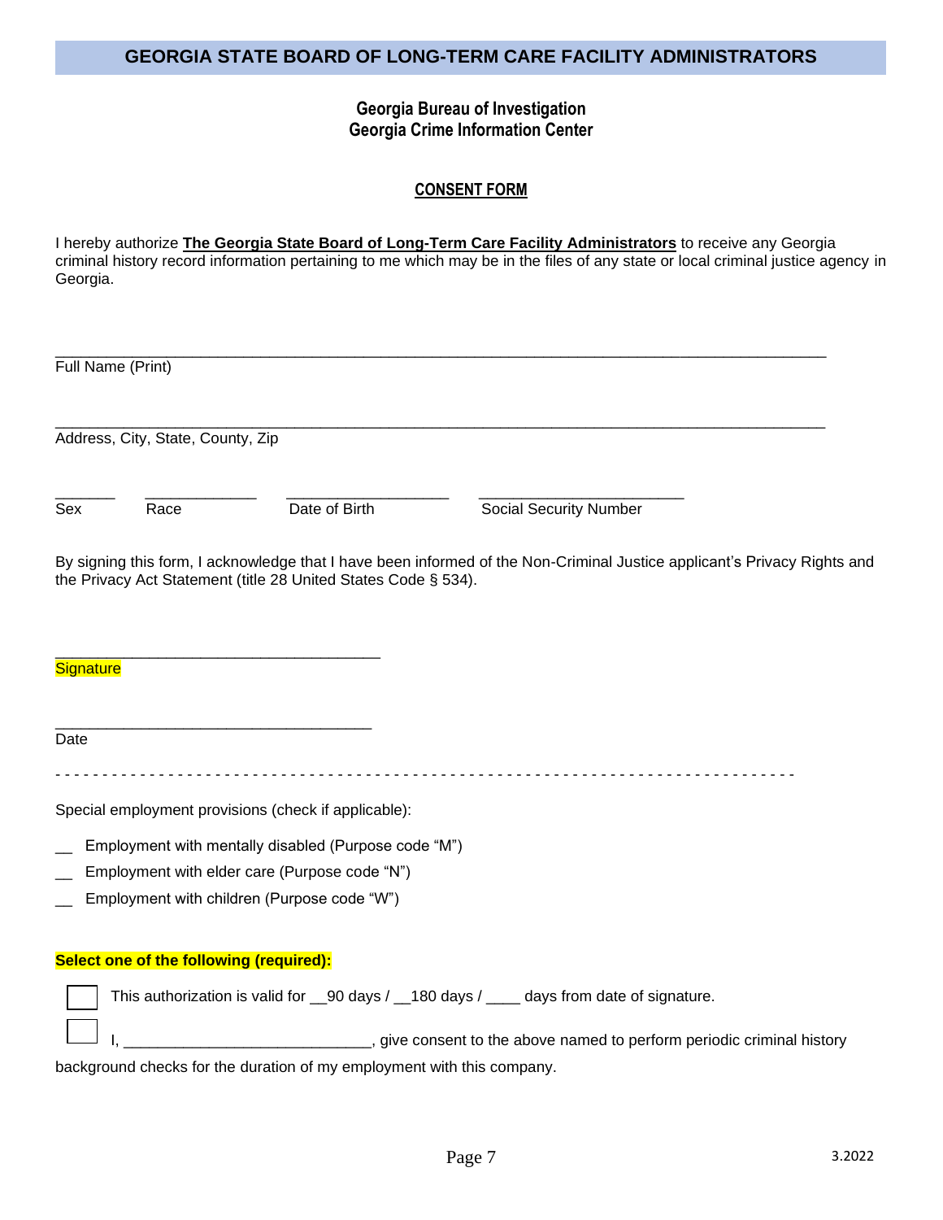## GEORGIA STATE BOARD OF LONG-TERM CARE FACILITY ADMINISTRATORS

**Georgia Bureau of Investigation**
**Georgia Crime Information Center**

**CONSENT FORM**

I hereby authorize **The Georgia State Board of Long-Term Care Facility Administrators** to receive any Georgia criminal history record information pertaining to me which may be in the files of any state or local criminal justice agency in Georgia.

_______________________________________________________________________________
Full Name (Print)

_______________________________________________________________________________
Address, City, State, County, Zip

_______ _____________ ___________________ _______________________
Sex Race Date of Birth Social Security Number

By signing this form, I acknowledge that I have been informed of the Non-Criminal Justice applicant's Privacy Rights and the Privacy Act Statement (title 28 United States Code § 534).

_____________________________________
Signature

_____________________________________
Date

- - - - - - - - - - - - - - - - - - - - - - - - - - - - - - - - - - - - - - - - - - - - - - - - - - - - - - - - - - - - - - - - - - - - - - -

Special employment provisions (check if applicable):

__ Employment with mentally disabled (Purpose code "M")
__ Employment with elder care (Purpose code "N")
__ Employment with children (Purpose code "W")

**Select one of the following (required):**

☐ This authorization is valid for __90 days / __180 days / ____ days from date of signature.

☐ I, ____________________________, give consent to the above named to perform periodic criminal history background checks for the duration of my employment with this company.

3.2022